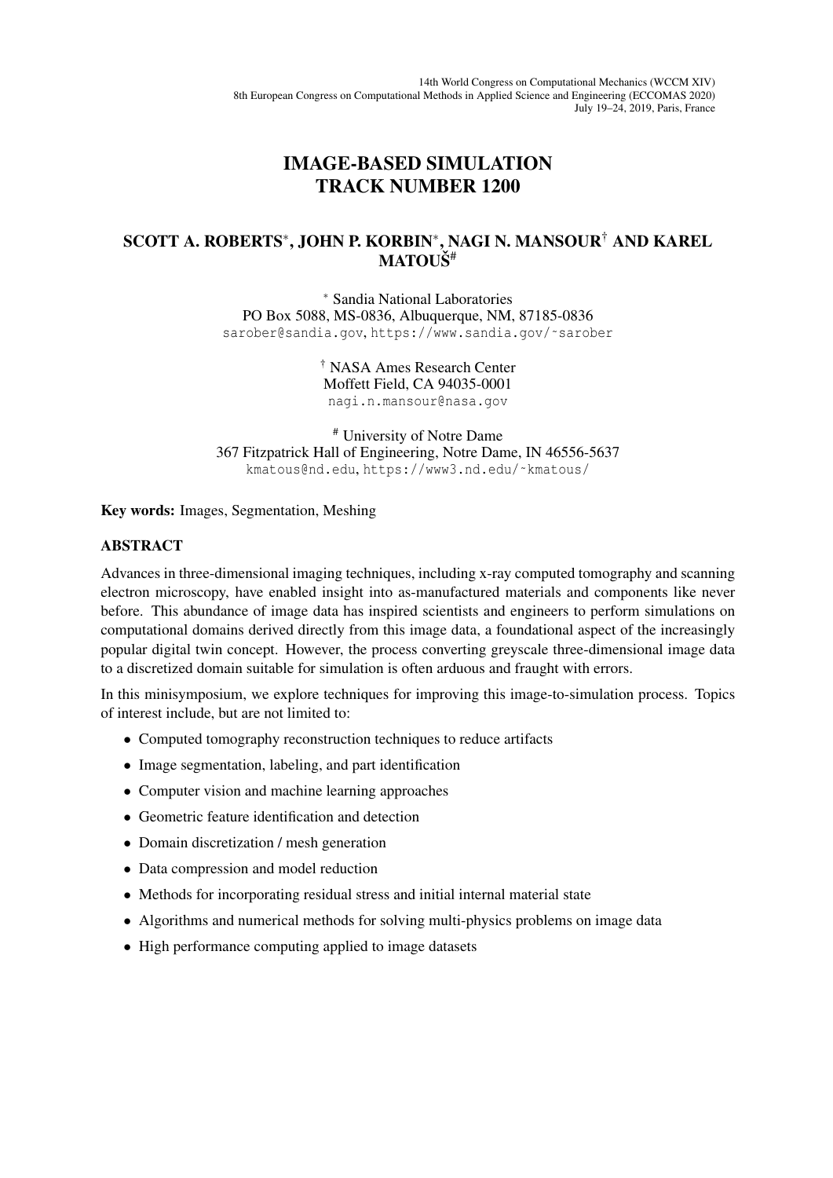14th World Congress on Computational Mechanics (WCCM XIV)
8th European Congress on Computational Methods in Applied Science and Engineering (ECCOMAS 2020)
July 19–24, 2019, Paris, France

# IMAGE-BASED SIMULATION TRACK NUMBER 1200

## SCOTT A. ROBERTS[*], JOHN P. KORBIN[*], NAGI N. MANSOUR[†] AND KAREL MATOUŠ[#]

[*] Sandia National Laboratories
PO Box 5088, MS-0836, Albuquerque, NM, 87185-0836
sarober@sandia.gov, https://www.sandia.gov/~sarober

[†] NASA Ames Research Center
Moffett Field, CA 94035-0001
nagi.n.mansour@nasa.gov

[#] University of Notre Dame
367 Fitzpatrick Hall of Engineering, Notre Dame, IN 46556-5637
kmatous@nd.edu, https://www3.nd.edu/~kmatous/

**Key words:** Images, Segmentation, Meshing

## ABSTRACT

Advances in three-dimensional imaging techniques, including x-ray computed tomography and scanning electron microscopy, have enabled insight into as-manufactured materials and components like never before. This abundance of image data has inspired scientists and engineers to perform simulations on computational domains derived directly from this image data, a foundational aspect of the increasingly popular digital twin concept. However, the process converting greyscale three-dimensional image data to a discretized domain suitable for simulation is often arduous and fraught with errors.

In this minisymposium, we explore techniques for improving this image-to-simulation process. Topics of interest include, but are not limited to:

- Computed tomography reconstruction techniques to reduce artifacts
- Image segmentation, labeling, and part identification
- Computer vision and machine learning approaches
- Geometric feature identification and detection
- Domain discretization / mesh generation
- Data compression and model reduction
- Methods for incorporating residual stress and initial internal material state
- Algorithms and numerical methods for solving multi-physics problems on image data
- High performance computing applied to image datasets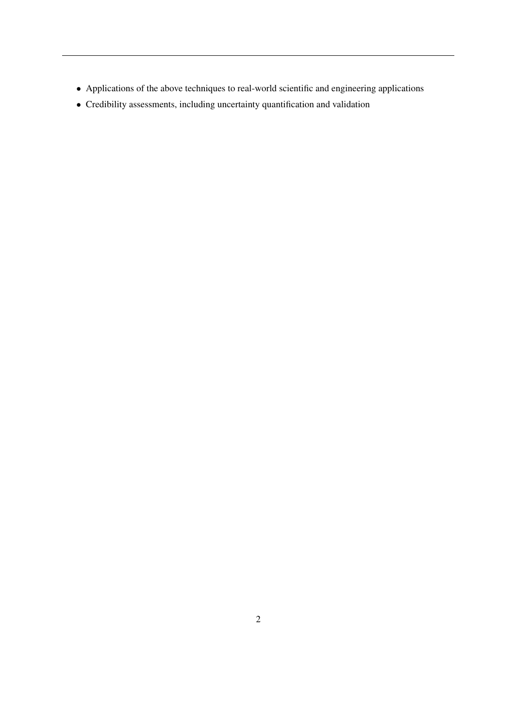- Applications of the above techniques to real-world scientific and engineering applications
- Credibility assessments, including uncertainty quantification and validation